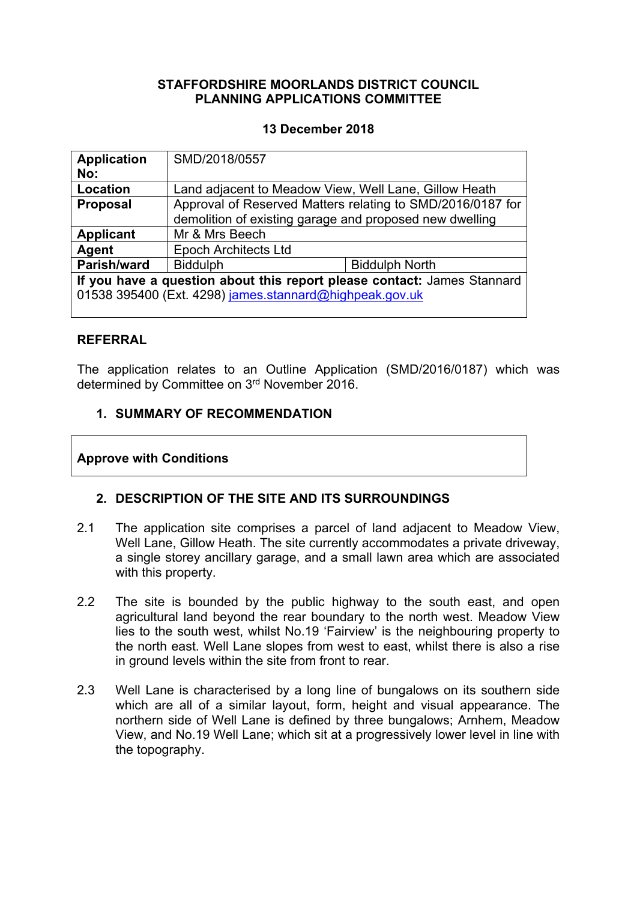**STAFFORDSHIRE MOORLANDS DISTRICT COUNCIL**
**PLANNING APPLICATIONS COMMITTEE**

**13 December 2018**

| **Application No:** | SMD/2018/0557 | |
|---|---|---|
| **Location** | Land adjacent to Meadow View, Well Lane, Gillow Heath | |
| **Proposal** | Approval of Reserved Matters relating to SMD/2016/0187 for demolition of existing garage and proposed new dwelling | |
| **Applicant** | Mr & Mrs Beech | |
| **Agent** | Epoch Architects Ltd | |
| **Parish/ward** | Biddulph | Biddulph North |
| **If you have a question about this report please contact:** James Stannard 01538 395400 (Ext. 4298) james.stannard@highpeak.gov.uk | | |

## REFERRAL

The application relates to an Outline Application (SMD/2016/0187) which was determined by Committee on 3rd November 2016.

## 1. SUMMARY OF RECOMMENDATION

**Approve with Conditions**

## 2. DESCRIPTION OF THE SITE AND ITS SURROUNDINGS

2.1 The application site comprises a parcel of land adjacent to Meadow View, Well Lane, Gillow Heath. The site currently accommodates a private driveway, a single storey ancillary garage, and a small lawn area which are associated with this property.

2.2 The site is bounded by the public highway to the south east, and open agricultural land beyond the rear boundary to the north west. Meadow View lies to the south west, whilst No.19 'Fairview' is the neighbouring property to the north east. Well Lane slopes from west to east, whilst there is also a rise in ground levels within the site from front to rear.

2.3 Well Lane is characterised by a long line of bungalows on its southern side which are all of a similar layout, form, height and visual appearance. The northern side of Well Lane is defined by three bungalows; Arnhem, Meadow View, and No.19 Well Lane; which sit at a progressively lower level in line with the topography.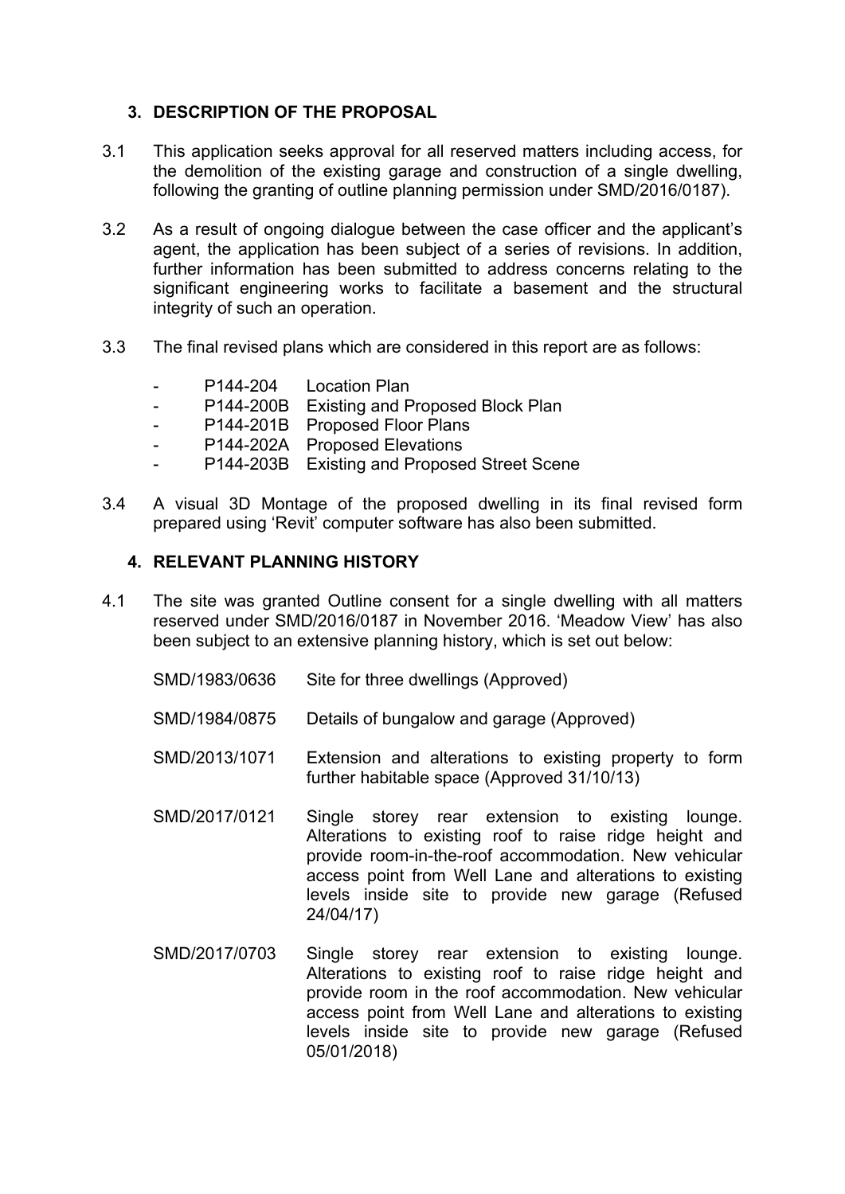## 3. DESCRIPTION OF THE PROPOSAL

3.1 This application seeks approval for all reserved matters including access, for the demolition of the existing garage and construction of a single dwelling, following the granting of outline planning permission under SMD/2016/0187).

3.2 As a result of ongoing dialogue between the case officer and the applicant's agent, the application has been subject of a series of revisions. In addition, further information has been submitted to address concerns relating to the significant engineering works to facilitate a basement and the structural integrity of such an operation.

3.3 The final revised plans which are considered in this report are as follows:

- P144-204 Location Plan
- P144-200B Existing and Proposed Block Plan
- P144-201B Proposed Floor Plans
- P144-202A Proposed Elevations
- P144-203B Existing and Proposed Street Scene

3.4 A visual 3D Montage of the proposed dwelling in its final revised form prepared using 'Revit' computer software has also been submitted.

## 4. RELEVANT PLANNING HISTORY

4.1 The site was granted Outline consent for a single dwelling with all matters reserved under SMD/2016/0187 in November 2016. 'Meadow View' has also been subject to an extensive planning history, which is set out below:

SMD/1983/0636 Site for three dwellings (Approved)

SMD/1984/0875 Details of bungalow and garage (Approved)

SMD/2013/1071 Extension and alterations to existing property to form further habitable space (Approved 31/10/13)

SMD/2017/0121 Single storey rear extension to existing lounge. Alterations to existing roof to raise ridge height and provide room-in-the-roof accommodation. New vehicular access point from Well Lane and alterations to existing levels inside site to provide new garage (Refused 24/04/17)

SMD/2017/0703 Single storey rear extension to existing lounge. Alterations to existing roof to raise ridge height and provide room in the roof accommodation. New vehicular access point from Well Lane and alterations to existing levels inside site to provide new garage (Refused 05/01/2018)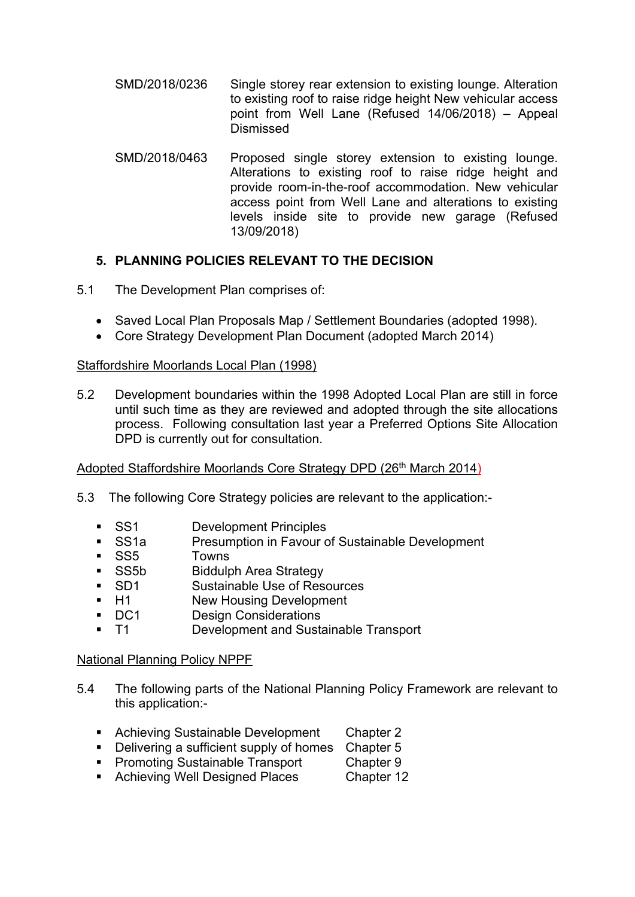| | |
|---|---|
| SMD/2018/0236 | Single storey rear extension to existing lounge. Alteration to existing roof to raise ridge height New vehicular access point from Well Lane (Refused 14/06/2018) – Appeal Dismissed |
| SMD/2018/0463 | Proposed single storey extension to existing lounge. Alterations to existing roof to raise ridge height and provide room-in-the-roof accommodation. New vehicular access point from Well Lane and alterations to existing levels inside site to provide new garage (Refused 13/09/2018) |

## 5. PLANNING POLICIES RELEVANT TO THE DECISION

5.1 The Development Plan comprises of:

- Saved Local Plan Proposals Map / Settlement Boundaries (adopted 1998).
- Core Strategy Development Plan Document (adopted March 2014)

Staffordshire Moorlands Local Plan (1998)

5.2 Development boundaries within the 1998 Adopted Local Plan are still in force until such time as they are reviewed and adopted through the site allocations process. Following consultation last year a Preferred Options Site Allocation DPD is currently out for consultation.

Adopted Staffordshire Moorlands Core Strategy DPD (26th March 2014)

5.3 The following Core Strategy policies are relevant to the application:-

- SS1 Development Principles
- SS1a Presumption in Favour of Sustainable Development
- SS5 Towns
- SS5b Biddulph Area Strategy
- SD1 Sustainable Use of Resources
- H1 New Housing Development
- DC1 Design Considerations
- T1 Development and Sustainable Transport

National Planning Policy NPPF

5.4 The following parts of the National Planning Policy Framework are relevant to this application:-

- Achieving Sustainable Development Chapter 2
- Delivering a sufficient supply of homes Chapter 5
- Promoting Sustainable Transport Chapter 9
- Achieving Well Designed Places Chapter 12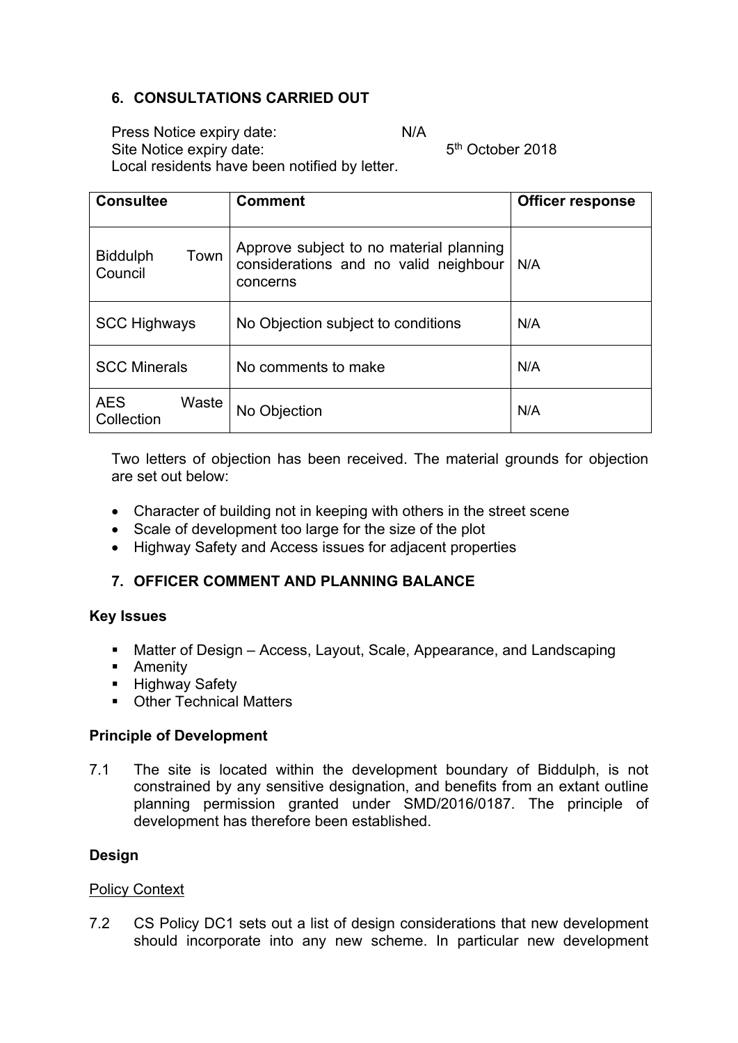## 6. CONSULTATIONS CARRIED OUT

Press Notice expiry date: N/A
Site Notice expiry date: 5th October 2018
Local residents have been notified by letter.

| Consultee | Comment | Officer response |
|---|---|---|
| Biddulph Town Council | Approve subject to no material planning considerations and no valid neighbour concerns | N/A |
| SCC Highways | No Objection subject to conditions | N/A |
| SCC Minerals | No comments to make | N/A |
| AES Waste Collection | No Objection | N/A |

Two letters of objection has been received. The material grounds for objection are set out below:

- Character of building not in keeping with others in the street scene
- Scale of development too large for the size of the plot
- Highway Safety and Access issues for adjacent properties

## 7. OFFICER COMMENT AND PLANNING BALANCE

**Key Issues**

- Matter of Design – Access, Layout, Scale, Appearance, and Landscaping
- Amenity
- Highway Safety
- Other Technical Matters

**Principle of Development**

7.1 The site is located within the development boundary of Biddulph, is not constrained by any sensitive designation, and benefits from an extant outline planning permission granted under SMD/2016/0187. The principle of development has therefore been established.

**Design**

Policy Context

7.2 CS Policy DC1 sets out a list of design considerations that new development should incorporate into any new scheme. In particular new development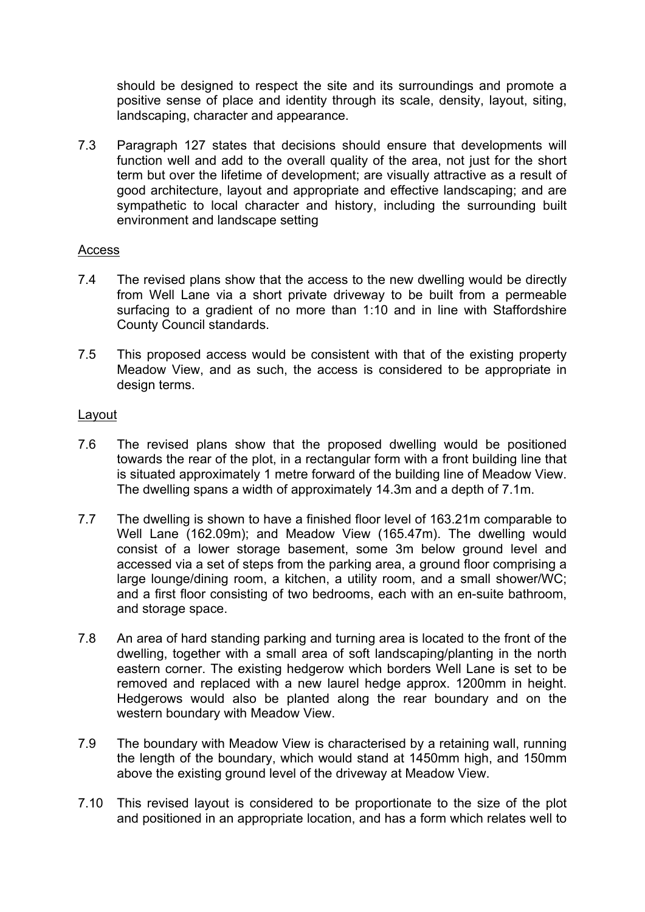should be designed to respect the site and its surroundings and promote a positive sense of place and identity through its scale, density, layout, siting, landscaping, character and appearance.

7.3 Paragraph 127 states that decisions should ensure that developments will function well and add to the overall quality of the area, not just for the short term but over the lifetime of development; are visually attractive as a result of good architecture, layout and appropriate and effective landscaping; and are sympathetic to local character and history, including the surrounding built environment and landscape setting

## Access

7.4 The revised plans show that the access to the new dwelling would be directly from Well Lane via a short private driveway to be built from a permeable surfacing to a gradient of no more than 1:10 and in line with Staffordshire County Council standards.

7.5 This proposed access would be consistent with that of the existing property Meadow View, and as such, the access is considered to be appropriate in design terms.

## Layout

7.6 The revised plans show that the proposed dwelling would be positioned towards the rear of the plot, in a rectangular form with a front building line that is situated approximately 1 metre forward of the building line of Meadow View. The dwelling spans a width of approximately 14.3m and a depth of 7.1m.

7.7 The dwelling is shown to have a finished floor level of 163.21m comparable to Well Lane (162.09m); and Meadow View (165.47m). The dwelling would consist of a lower storage basement, some 3m below ground level and accessed via a set of steps from the parking area, a ground floor comprising a large lounge/dining room, a kitchen, a utility room, and a small shower/WC; and a first floor consisting of two bedrooms, each with an en-suite bathroom, and storage space.

7.8 An area of hard standing parking and turning area is located to the front of the dwelling, together with a small area of soft landscaping/planting in the north eastern corner. The existing hedgerow which borders Well Lane is set to be removed and replaced with a new laurel hedge approx. 1200mm in height. Hedgerows would also be planted along the rear boundary and on the western boundary with Meadow View.

7.9 The boundary with Meadow View is characterised by a retaining wall, running the length of the boundary, which would stand at 1450mm high, and 150mm above the existing ground level of the driveway at Meadow View.

7.10 This revised layout is considered to be proportionate to the size of the plot and positioned in an appropriate location, and has a form which relates well to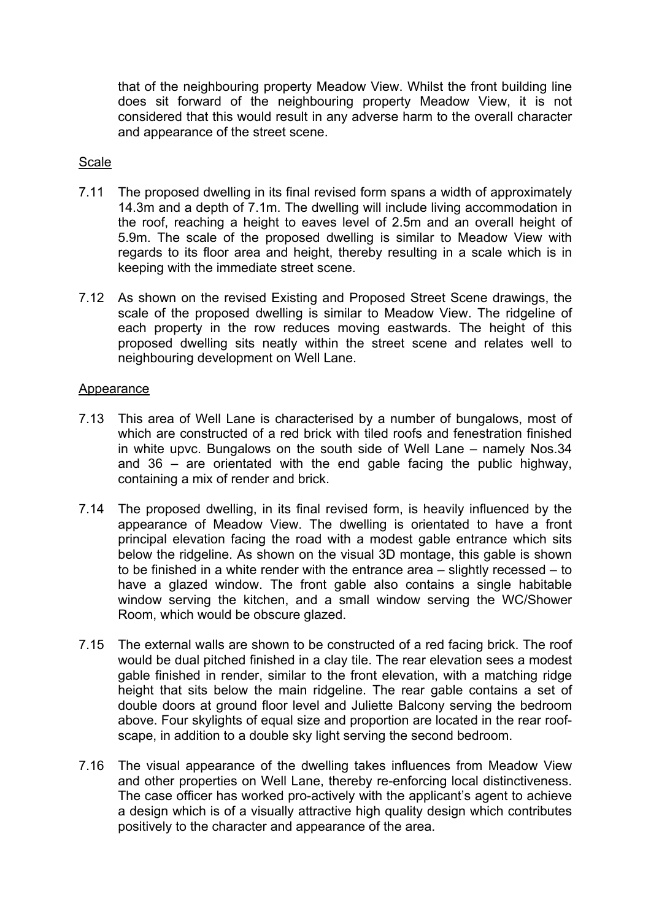that of the neighbouring property Meadow View. Whilst the front building line does sit forward of the neighbouring property Meadow View, it is not considered that this would result in any adverse harm to the overall character and appearance of the street scene.

Scale

7.11 The proposed dwelling in its final revised form spans a width of approximately 14.3m and a depth of 7.1m. The dwelling will include living accommodation in the roof, reaching a height to eaves level of 2.5m and an overall height of 5.9m. The scale of the proposed dwelling is similar to Meadow View with regards to its floor area and height, thereby resulting in a scale which is in keeping with the immediate street scene.

7.12 As shown on the revised Existing and Proposed Street Scene drawings, the scale of the proposed dwelling is similar to Meadow View. The ridgeline of each property in the row reduces moving eastwards. The height of this proposed dwelling sits neatly within the street scene and relates well to neighbouring development on Well Lane.

Appearance

7.13 This area of Well Lane is characterised by a number of bungalows, most of which are constructed of a red brick with tiled roofs and fenestration finished in white upvc. Bungalows on the south side of Well Lane – namely Nos.34 and 36 – are orientated with the end gable facing the public highway, containing a mix of render and brick.

7.14 The proposed dwelling, in its final revised form, is heavily influenced by the appearance of Meadow View. The dwelling is orientated to have a front principal elevation facing the road with a modest gable entrance which sits below the ridgeline. As shown on the visual 3D montage, this gable is shown to be finished in a white render with the entrance area – slightly recessed – to have a glazed window. The front gable also contains a single habitable window serving the kitchen, and a small window serving the WC/Shower Room, which would be obscure glazed.

7.15 The external walls are shown to be constructed of a red facing brick. The roof would be dual pitched finished in a clay tile. The rear elevation sees a modest gable finished in render, similar to the front elevation, with a matching ridge height that sits below the main ridgeline. The rear gable contains a set of double doors at ground floor level and Juliette Balcony serving the bedroom above. Four skylights of equal size and proportion are located in the rear roof-scape, in addition to a double sky light serving the second bedroom.

7.16 The visual appearance of the dwelling takes influences from Meadow View and other properties on Well Lane, thereby re-enforcing local distinctiveness. The case officer has worked pro-actively with the applicant's agent to achieve a design which is of a visually attractive high quality design which contributes positively to the character and appearance of the area.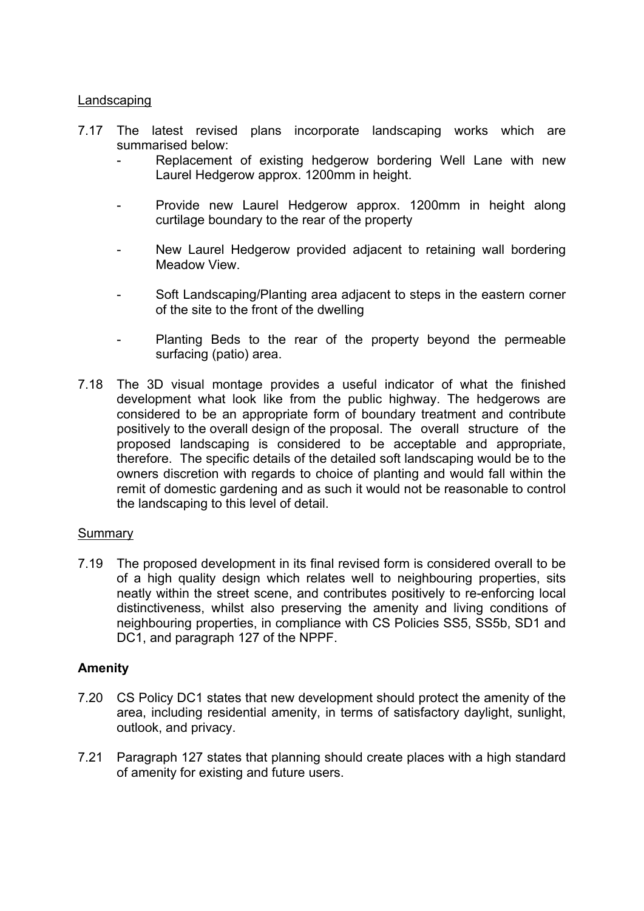<u>Landscaping</u>

7.17 The latest revised plans incorporate landscaping works which are summarised below:

- Replacement of existing hedgerow bordering Well Lane with new Laurel Hedgerow approx. 1200mm in height.
- Provide new Laurel Hedgerow approx. 1200mm in height along curtilage boundary to the rear of the property
- New Laurel Hedgerow provided adjacent to retaining wall bordering Meadow View.
- Soft Landscaping/Planting area adjacent to steps in the eastern corner of the site to the front of the dwelling
- Planting Beds to the rear of the property beyond the permeable surfacing (patio) area.

7.18 The 3D visual montage provides a useful indicator of what the finished development what look like from the public highway. The hedgerows are considered to be an appropriate form of boundary treatment and contribute positively to the overall design of the proposal. The overall structure of the proposed landscaping is considered to be acceptable and appropriate, therefore. The specific details of the detailed soft landscaping would be to the owners discretion with regards to choice of planting and would fall within the remit of domestic gardening and as such it would not be reasonable to control the landscaping to this level of detail.

<u>Summary</u>

7.19 The proposed development in its final revised form is considered overall to be of a high quality design which relates well to neighbouring properties, sits neatly within the street scene, and contributes positively to re-enforcing local distinctiveness, whilst also preserving the amenity and living conditions of neighbouring properties, in compliance with CS Policies SS5, SS5b, SD1 and DC1, and paragraph 127 of the NPPF.

**Amenity**

7.20 CS Policy DC1 states that new development should protect the amenity of the area, including residential amenity, in terms of satisfactory daylight, sunlight, outlook, and privacy.

7.21 Paragraph 127 states that planning should create places with a high standard of amenity for existing and future users.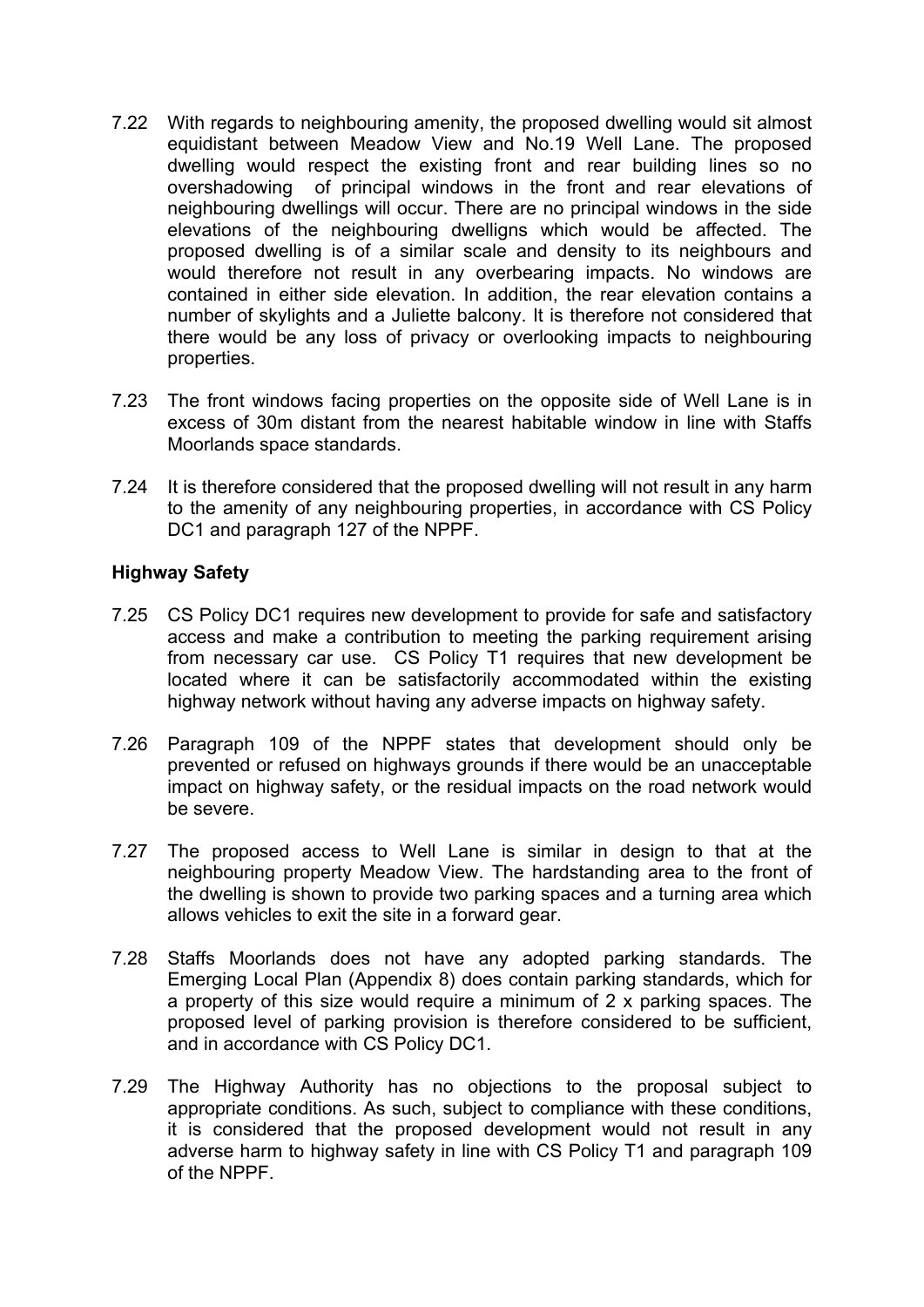7.22 With regards to neighbouring amenity, the proposed dwelling would sit almost equidistant between Meadow View and No.19 Well Lane. The proposed dwelling would respect the existing front and rear building lines so no overshadowing of principal windows in the front and rear elevations of neighbouring dwellings will occur. There are no principal windows in the side elevations of the neighbouring dwelligns which would be affected. The proposed dwelling is of a similar scale and density to its neighbours and would therefore not result in any overbearing impacts. No windows are contained in either side elevation. In addition, the rear elevation contains a number of skylights and a Juliette balcony. It is therefore not considered that there would be any loss of privacy or overlooking impacts to neighbouring properties.

7.23 The front windows facing properties on the opposite side of Well Lane is in excess of 30m distant from the nearest habitable window in line with Staffs Moorlands space standards.

7.24 It is therefore considered that the proposed dwelling will not result in any harm to the amenity of any neighbouring properties, in accordance with CS Policy DC1 and paragraph 127 of the NPPF.

**Highway Safety**

7.25 CS Policy DC1 requires new development to provide for safe and satisfactory access and make a contribution to meeting the parking requirement arising from necessary car use. CS Policy T1 requires that new development be located where it can be satisfactorily accommodated within the existing highway network without having any adverse impacts on highway safety.

7.26 Paragraph 109 of the NPPF states that development should only be prevented or refused on highways grounds if there would be an unacceptable impact on highway safety, or the residual impacts on the road network would be severe.

7.27 The proposed access to Well Lane is similar in design to that at the neighbouring property Meadow View. The hardstanding area to the front of the dwelling is shown to provide two parking spaces and a turning area which allows vehicles to exit the site in a forward gear.

7.28 Staffs Moorlands does not have any adopted parking standards. The Emerging Local Plan (Appendix 8) does contain parking standards, which for a property of this size would require a minimum of 2 x parking spaces. The proposed level of parking provision is therefore considered to be sufficient, and in accordance with CS Policy DC1.

7.29 The Highway Authority has no objections to the proposal subject to appropriate conditions. As such, subject to compliance with these conditions, it is considered that the proposed development would not result in any adverse harm to highway safety in line with CS Policy T1 and paragraph 109 of the NPPF.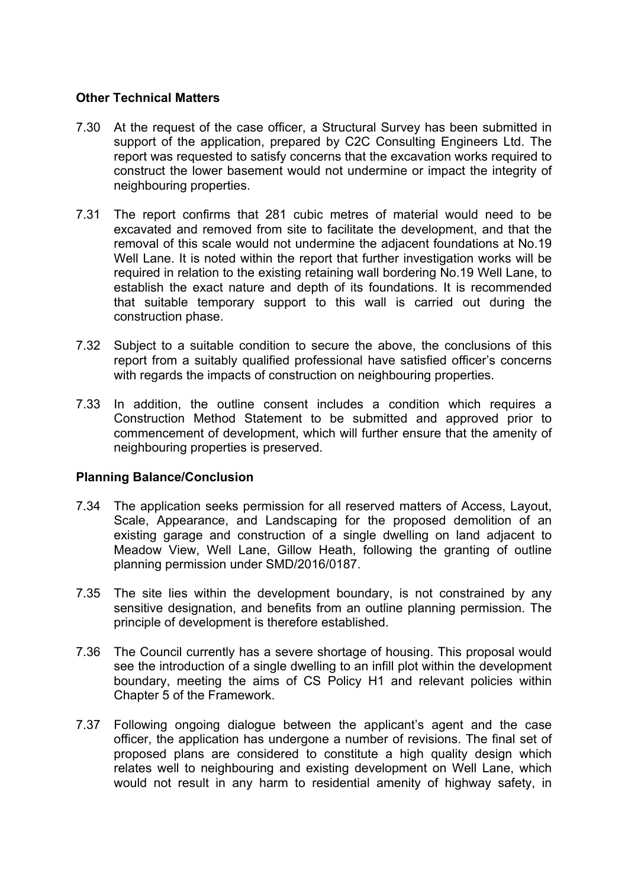**Other Technical Matters**

7.30 At the request of the case officer, a Structural Survey has been submitted in support of the application, prepared by C2C Consulting Engineers Ltd. The report was requested to satisfy concerns that the excavation works required to construct the lower basement would not undermine or impact the integrity of neighbouring properties.

7.31 The report confirms that 281 cubic metres of material would need to be excavated and removed from site to facilitate the development, and that the removal of this scale would not undermine the adjacent foundations at No.19 Well Lane. It is noted within the report that further investigation works will be required in relation to the existing retaining wall bordering No.19 Well Lane, to establish the exact nature and depth of its foundations. It is recommended that suitable temporary support to this wall is carried out during the construction phase.

7.32 Subject to a suitable condition to secure the above, the conclusions of this report from a suitably qualified professional have satisfied officer's concerns with regards the impacts of construction on neighbouring properties.

7.33 In addition, the outline consent includes a condition which requires a Construction Method Statement to be submitted and approved prior to commencement of development, which will further ensure that the amenity of neighbouring properties is preserved.

**Planning Balance/Conclusion**

7.34 The application seeks permission for all reserved matters of Access, Layout, Scale, Appearance, and Landscaping for the proposed demolition of an existing garage and construction of a single dwelling on land adjacent to Meadow View, Well Lane, Gillow Heath, following the granting of outline planning permission under SMD/2016/0187.

7.35 The site lies within the development boundary, is not constrained by any sensitive designation, and benefits from an outline planning permission. The principle of development is therefore established.

7.36 The Council currently has a severe shortage of housing. This proposal would see the introduction of a single dwelling to an infill plot within the development boundary, meeting the aims of CS Policy H1 and relevant policies within Chapter 5 of the Framework.

7.37 Following ongoing dialogue between the applicant's agent and the case officer, the application has undergone a number of revisions. The final set of proposed plans are considered to constitute a high quality design which relates well to neighbouring and existing development on Well Lane, which would not result in any harm to residential amenity of highway safety, in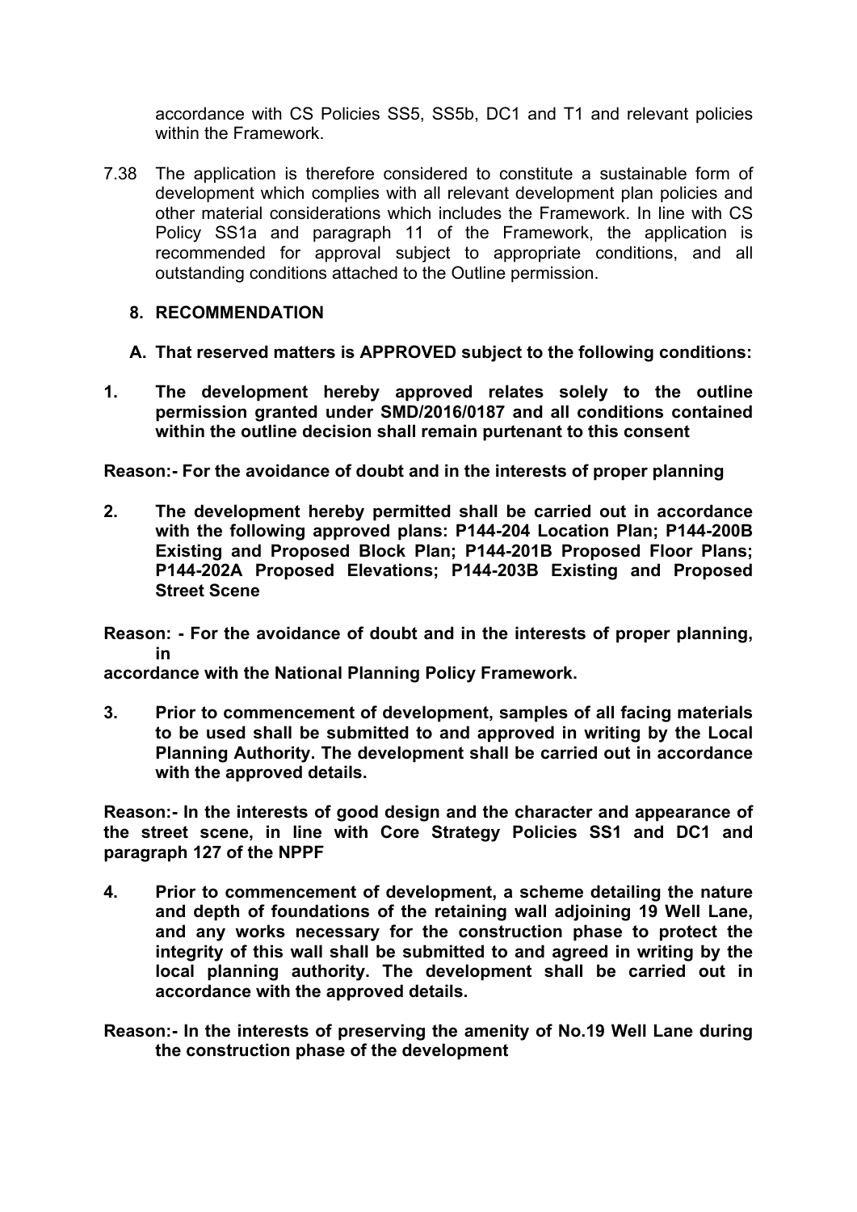accordance with CS Policies SS5, SS5b, DC1 and T1 and relevant policies within the Framework.

7.38 The application is therefore considered to constitute a sustainable form of development which complies with all relevant development plan policies and other material considerations which includes the Framework. In line with CS Policy SS1a and paragraph 11 of the Framework, the application is recommended for approval subject to appropriate conditions, and all outstanding conditions attached to the Outline permission.

## 8. RECOMMENDATION

**A. That reserved matters is APPROVED subject to the following conditions:**

**1. The development hereby approved relates solely to the outline permission granted under SMD/2016/0187 and all conditions contained within the outline decision shall remain purtenant to this consent**

**Reason:- For the avoidance of doubt and in the interests of proper planning**

**2. The development hereby permitted shall be carried out in accordance with the following approved plans: P144-204 Location Plan; P144-200B Existing and Proposed Block Plan; P144-201B Proposed Floor Plans; P144-202A Proposed Elevations; P144-203B Existing and Proposed Street Scene**

**Reason: - For the avoidance of doubt and in the interests of proper planning, in accordance with the National Planning Policy Framework.**

**3. Prior to commencement of development, samples of all facing materials to be used shall be submitted to and approved in writing by the Local Planning Authority. The development shall be carried out in accordance with the approved details.**

**Reason:- In the interests of good design and the character and appearance of the street scene, in line with Core Strategy Policies SS1 and DC1 and paragraph 127 of the NPPF**

**4. Prior to commencement of development, a scheme detailing the nature and depth of foundations of the retaining wall adjoining 19 Well Lane, and any works necessary for the construction phase to protect the integrity of this wall shall be submitted to and agreed in writing by the local planning authority. The development shall be carried out in accordance with the approved details.**

**Reason:- In the interests of preserving the amenity of No.19 Well Lane during the construction phase of the development**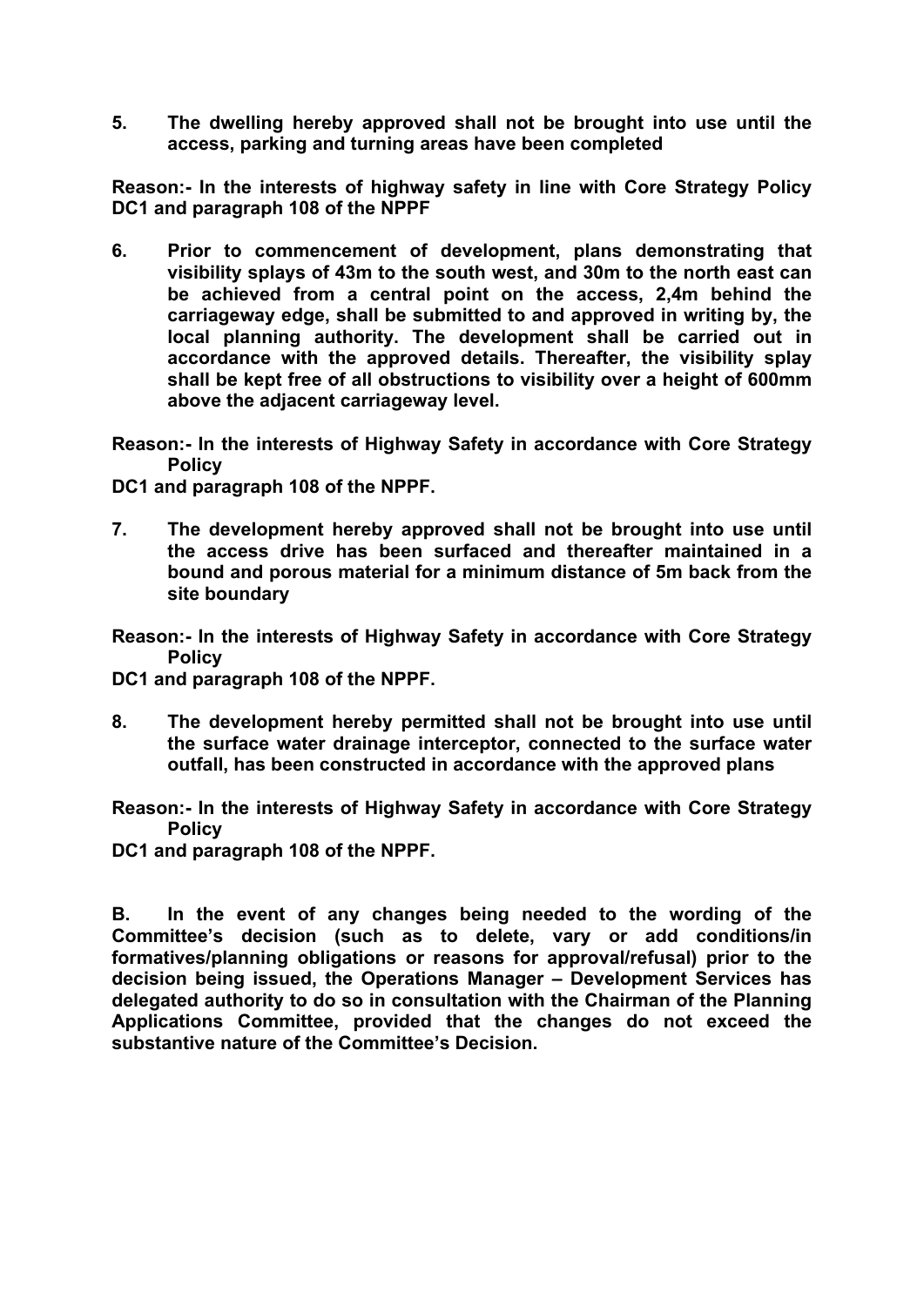**5. The dwelling hereby approved shall not be brought into use until the access, parking and turning areas have been completed**

**Reason:- In the interests of highway safety in line with Core Strategy Policy DC1 and paragraph 108 of the NPPF**

**6. Prior to commencement of development, plans demonstrating that visibility splays of 43m to the south west, and 30m to the north east can be achieved from a central point on the access, 2,4m behind the carriageway edge, shall be submitted to and approved in writing by, the local planning authority. The development shall be carried out in accordance with the approved details. Thereafter, the visibility splay shall be kept free of all obstructions to visibility over a height of 600mm above the adjacent carriageway level.**

**Reason:- In the interests of Highway Safety in accordance with Core Strategy Policy DC1 and paragraph 108 of the NPPF.**

**7. The development hereby approved shall not be brought into use until the access drive has been surfaced and thereafter maintained in a bound and porous material for a minimum distance of 5m back from the site boundary**

**Reason:- In the interests of Highway Safety in accordance with Core Strategy Policy DC1 and paragraph 108 of the NPPF.**

**8. The development hereby permitted shall not be brought into use until the surface water drainage interceptor, connected to the surface water outfall, has been constructed in accordance with the approved plans**

**Reason:- In the interests of Highway Safety in accordance with Core Strategy Policy DC1 and paragraph 108 of the NPPF.**

**B. In the event of any changes being needed to the wording of the Committee's decision (such as to delete, vary or add conditions/in formatives/planning obligations or reasons for approval/refusal) prior to the decision being issued, the Operations Manager – Development Services has delegated authority to do so in consultation with the Chairman of the Planning Applications Committee, provided that the changes do not exceed the substantive nature of the Committee's Decision.**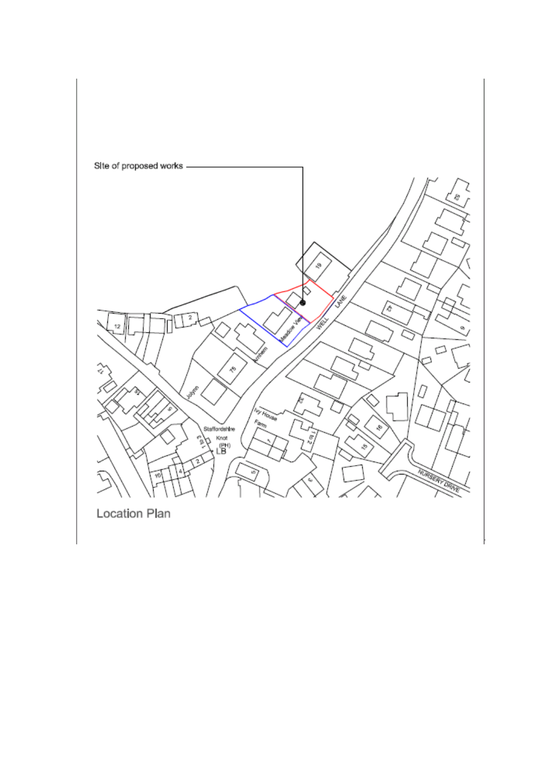Site of proposed works

19

25

42

9

12

2

17

13

5

75

Arnhem

Meadow View

WELL LANE

Jolynn

Staffordshire Knot (PH)

LB

1 to 3

2

4

10

Ivy House Farm

7

32

1 to 2

16

15

5

3

NURSERY DRIVE

Location Plan